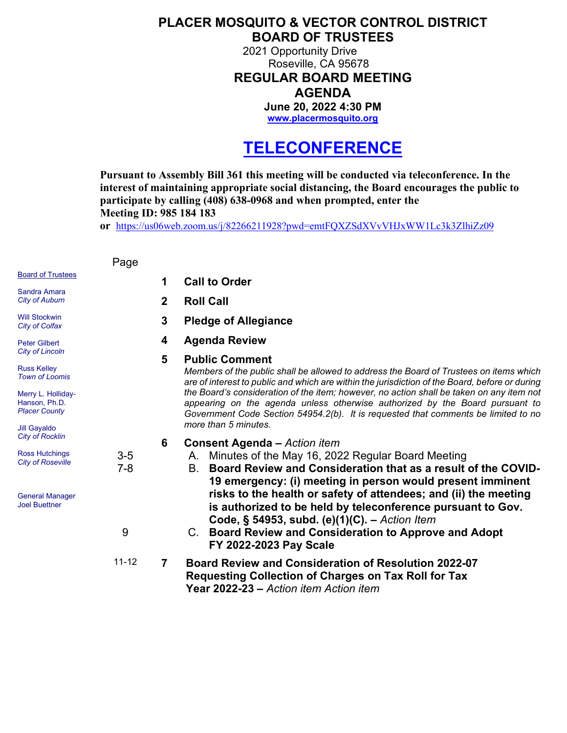# PLACER MOSQUITO & VECTOR CONTROL DISTRICT
# BOARD OF TRUSTEES

2021 Opportunity Drive
Roseville, CA 95678

## REGULAR BOARD MEETING
## AGENDA

**June 20, 2022 4:30 PM**
**www.placermosquito.org**

# TELECONFERENCE

**Pursuant to Assembly Bill 361 this meeting will be conducted via teleconference. In the interest of maintaining appropriate social distancing, the Board encourages the public to participate by calling (408) 638-0968 and when prompted, enter the Meeting ID: 985 184 183**

**or** https://us06web.zoom.us/j/82266211928?pwd=emtFQXZSdXVvVHJxWW1Lc3k3ZlhiZz09

**Board of Trustees**

Sandra Amara
*City of Auburn*

Will Stockwin
*City of Colfax*

Peter Gilbert
*City of Lincoln*

Russ Kelley
*Town of Loomis*

Merry L. Holliday-Hanson, Ph.D.
*Placer County*

Jill Gayaldo
*City of Rocklin*

Ross Hutchings
*City of Roseville*

General Manager
Joel Buettner

| Page | | |
|---|---|---|
| | **1** | **Call to Order** |
| | **2** | **Roll Call** |
| | **3** | **Pledge of Allegiance** |
| | **4** | **Agenda Review** |
| | **5** | **Public Comment** *Members of the public shall be allowed to address the Board of Trustees on items which are of interest to public and which are within the jurisdiction of the Board, before or during the Board's consideration of the item; however, no action shall be taken on any item not appearing on the agenda unless otherwise authorized by the Board pursuant to Government Code Section 54954.2(b). It is requested that comments be limited to no more than 5 minutes.* |
| | **6** | **Consent Agenda –** *Action item* |
| 3-5 | | A. Minutes of the May 16, 2022 Regular Board Meeting |
| 7-8 | | B. **Board Review and Consideration that as a result of the COVID-19 emergency: (i) meeting in person would present imminent risks to the health or safety of attendees; and (ii) the meeting is authorized to be held by teleconference pursuant to Gov. Code, § 54953, subd. (e)(1)(C). –** *Action Item* |
| 9 | | C. **Board Review and Consideration to Approve and Adopt FY 2022-2023 Pay Scale** |
| 11-12 | **7** | **Board Review and Consideration of Resolution 2022-07 Requesting Collection of Charges on Tax Roll for Tax Year 2022-23 –** *Action item Action item* |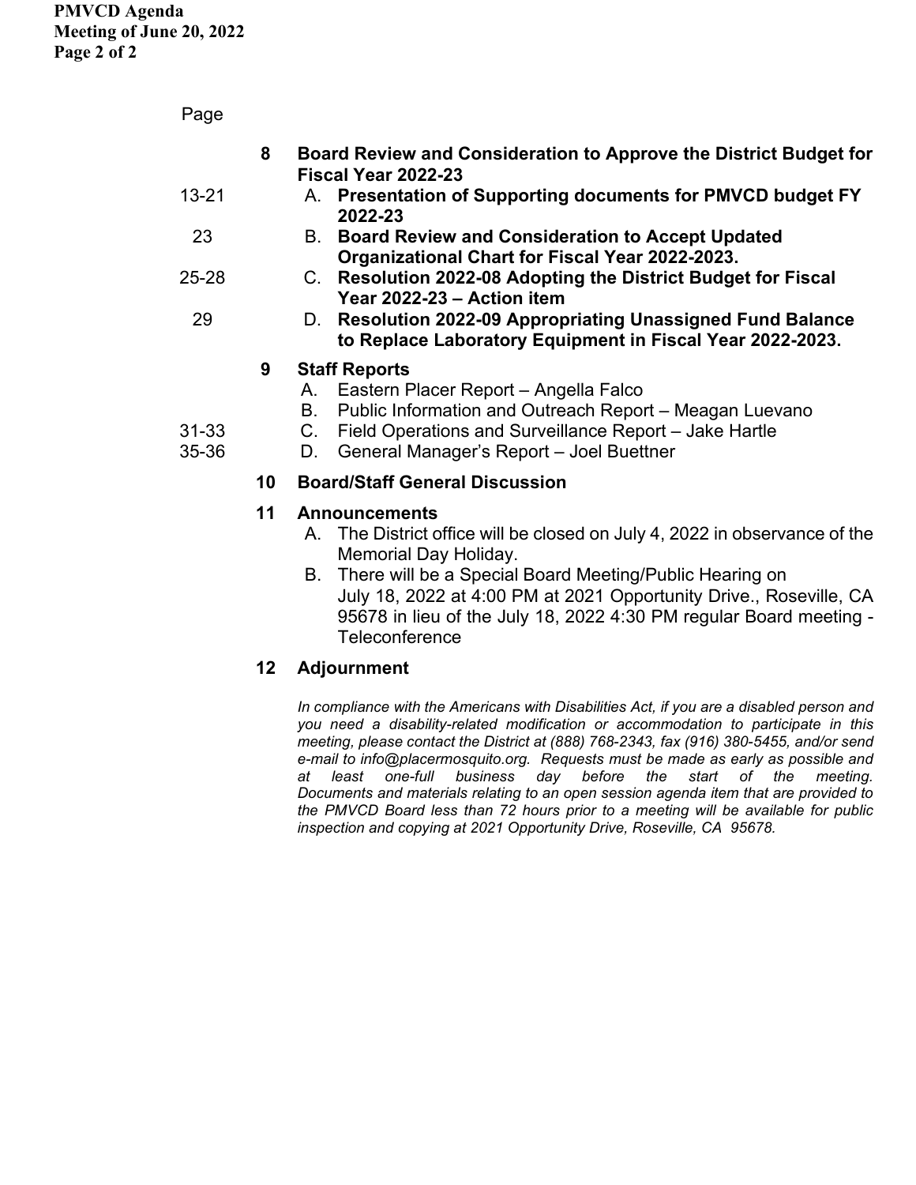Page

| Page | | |
|---|---|---|
| | **8** | **Board Review and Consideration to Approve the District Budget for Fiscal Year 2022-23** |
| 13-21 | | A. **Presentation of Supporting documents for PMVCD budget FY 2022-23** |
| 23 | | B. **Board Review and Consideration to Accept Updated Organizational Chart for Fiscal Year 2022-2023.** |
| 25-28 | | C. **Resolution 2022-08 Adopting the District Budget for Fiscal Year 2022-23 – Action item** |
| 29 | | D. **Resolution 2022-09 Appropriating Unassigned Fund Balance to Replace Laboratory Equipment in Fiscal Year 2022-2023.** |
| | **9** | **Staff Reports** |
| | | A. Eastern Placer Report – Angella Falco |
| | | B. Public Information and Outreach Report – Meagan Luevano |
| 31-33 | | C. Field Operations and Surveillance Report – Jake Hartle |
| 35-36 | | D. General Manager's Report – Joel Buettner |
| | **10** | **Board/Staff General Discussion** |
| | **11** | **Announcements** |
| | | A. The District office will be closed on July 4, 2022 in observance of the Memorial Day Holiday. |
| | | B. There will be a Special Board Meeting/Public Hearing on July 18, 2022 at 4:00 PM at 2021 Opportunity Drive., Roseville, CA 95678 in lieu of the July 18, 2022 4:30 PM regular Board meeting - Teleconference |
| | **12** | **Adjournment** |

*In compliance with the Americans with Disabilities Act, if you are a disabled person and you need a disability-related modification or accommodation to participate in this meeting, please contact the District at (888) 768-2343, fax (916) 380-5455, and/or send e-mail to info@placermosquito.org. Requests must be made as early as possible and at least one-full business day before the start of the meeting. Documents and materials relating to an open session agenda item that are provided to the PMVCD Board less than 72 hours prior to a meeting will be available for public inspection and copying at 2021 Opportunity Drive, Roseville, CA 95678.*